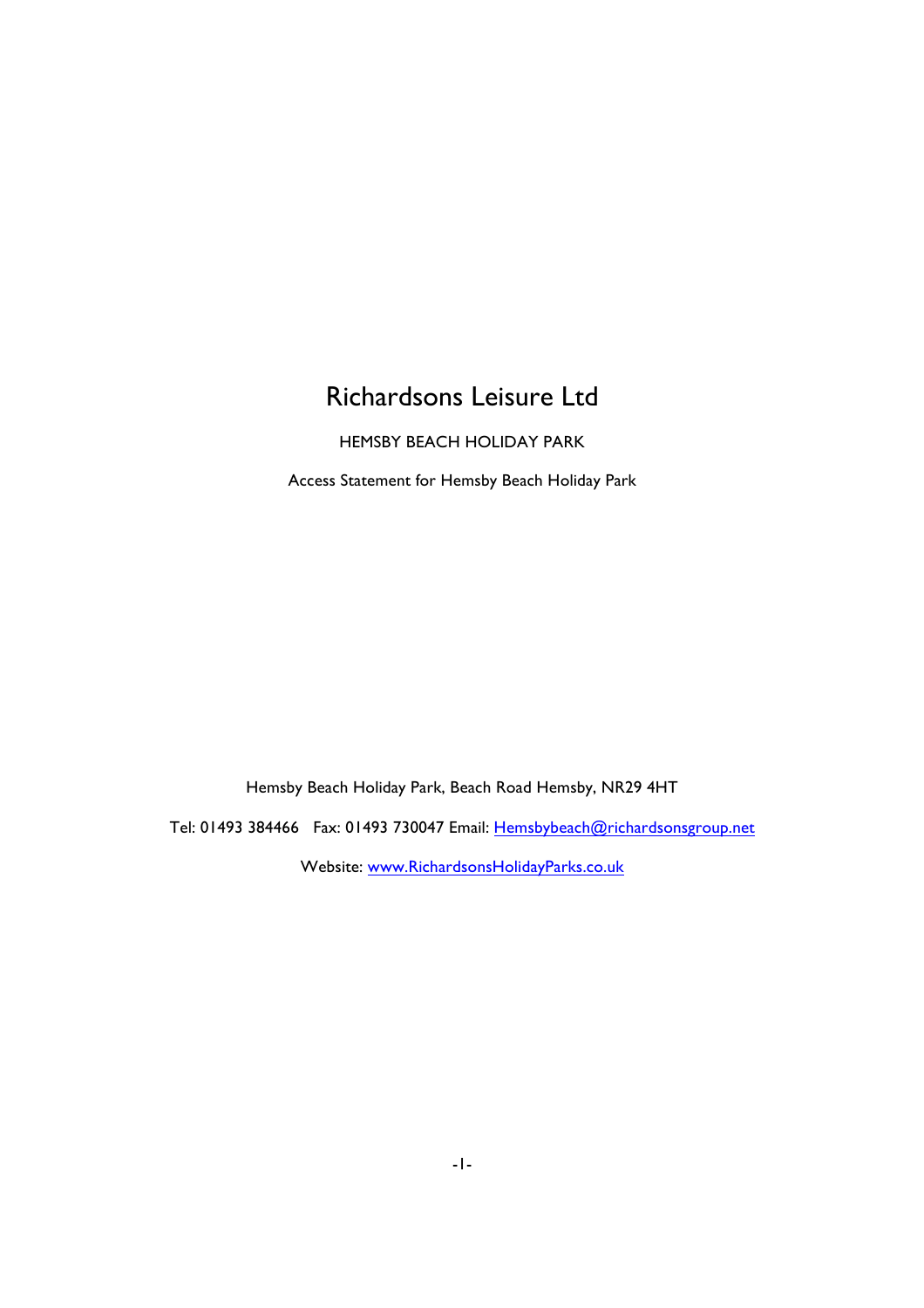# Richardsons Leisure Ltd

HEMSBY BEACH HOLIDAY PARK

Access Statement for Hemsby Beach Holiday Park

Hemsby Beach Holiday Park, Beach Road Hemsby, NR29 4HT

Tel: 01493 384466 Fax: 01493 730047 Email: [Hemsbybeach@richardsonsgroup.net](mailto:Hemsbybeach@richardsonsgroup.net)

Website: [www.RichardsonsHolidayParks.co.uk](http://www.RichardsonsHolidayParks.co.uk)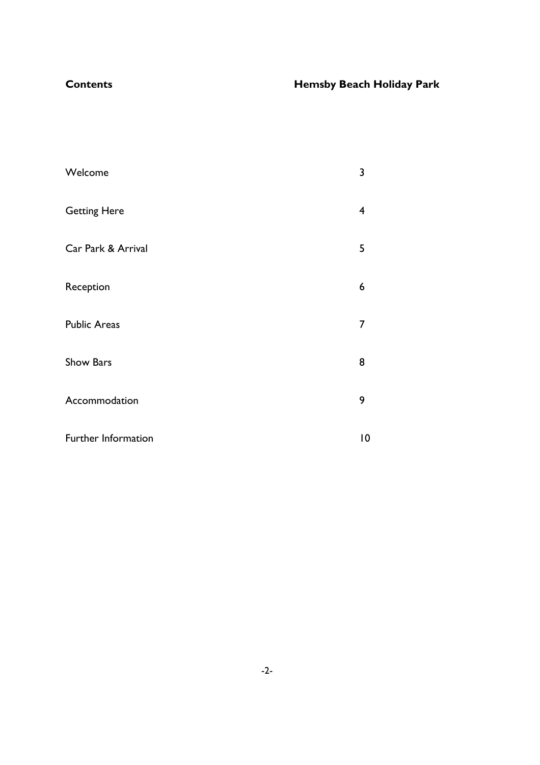## Contents

**Hemsby Beach Holiday Park**

| | |
|---|---|
| Welcome | 3 |
| Getting Here | 4 |
| Car Park & Arrival | 5 |
| Reception | 6 |
| Public Areas | 7 |
| Show Bars | 8 |
| Accommodation | 9 |
| Further Information | 10 |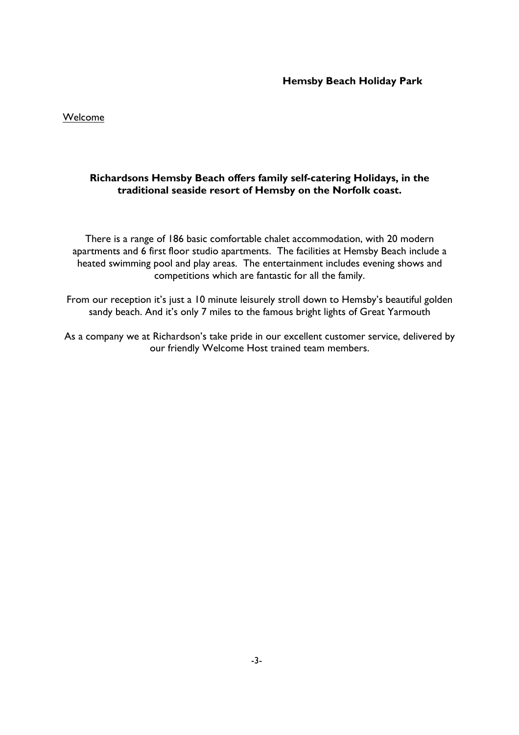**Hemsby Beach Holiday Park**

Welcome

**Richardsons Hemsby Beach offers family self-catering Holidays, in the traditional seaside resort of Hemsby on the Norfolk coast.**

There is a range of 186 basic comfortable chalet accommodation, with 20 modern apartments and 6 first floor studio apartments. The facilities at Hemsby Beach include a heated swimming pool and play areas. The entertainment includes evening shows and competitions which are fantastic for all the family.

From our reception it's just a 10 minute leisurely stroll down to Hemsby's beautiful golden sandy beach. And it's only 7 miles to the famous bright lights of Great Yarmouth

As a company we at Richardson's take pride in our excellent customer service, delivered by our friendly Welcome Host trained team members.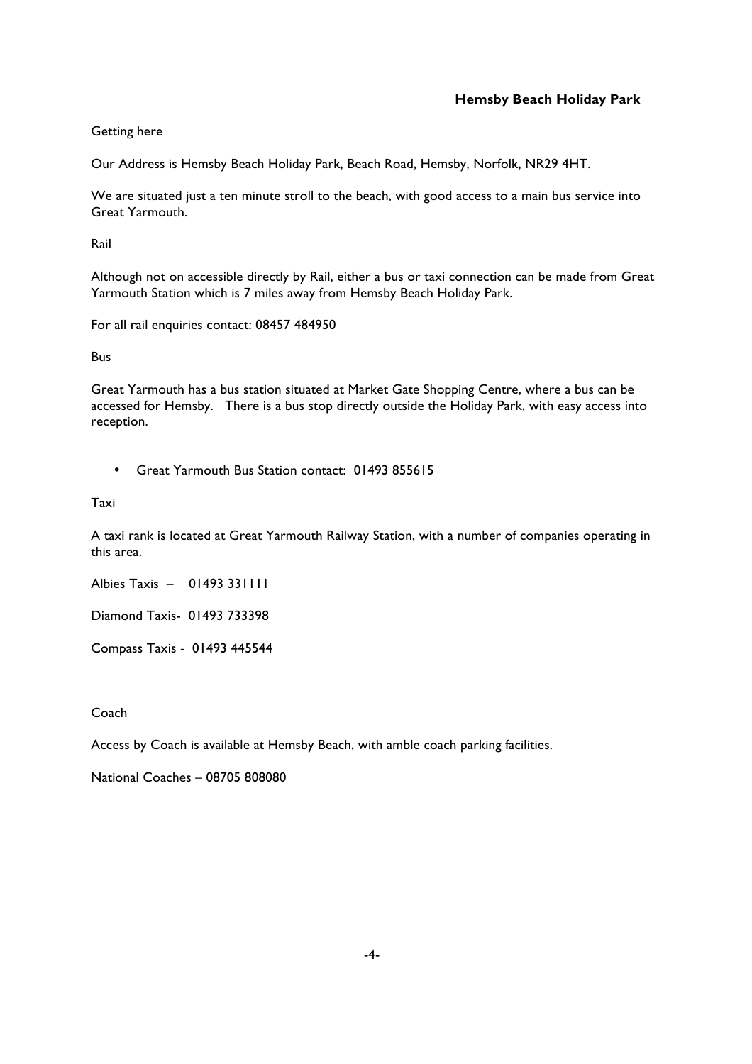**Hemsby Beach Holiday Park**

Getting here

Our Address is Hemsby Beach Holiday Park, Beach Road, Hemsby, Norfolk, NR29 4HT.

We are situated just a ten minute stroll to the beach, with good access to a main bus service into Great Yarmouth.

Rail

Although not on accessible directly by Rail, either a bus or taxi connection can be made from Great Yarmouth Station which is 7 miles away from Hemsby Beach Holiday Park.

For all rail enquiries contact: 08457 484950

Bus

Great Yarmouth has a bus station situated at Market Gate Shopping Centre, where a bus can be accessed for Hemsby. There is a bus stop directly outside the Holiday Park, with easy access into reception.

- Great Yarmouth Bus Station contact: 01493 855615

Taxi

A taxi rank is located at Great Yarmouth Railway Station, with a number of companies operating in this area.

Albies Taxis – 01493 331111

Diamond Taxis- 01493 733398

Compass Taxis - 01493 445544

Coach

Access by Coach is available at Hemsby Beach, with amble coach parking facilities.

National Coaches – 08705 808080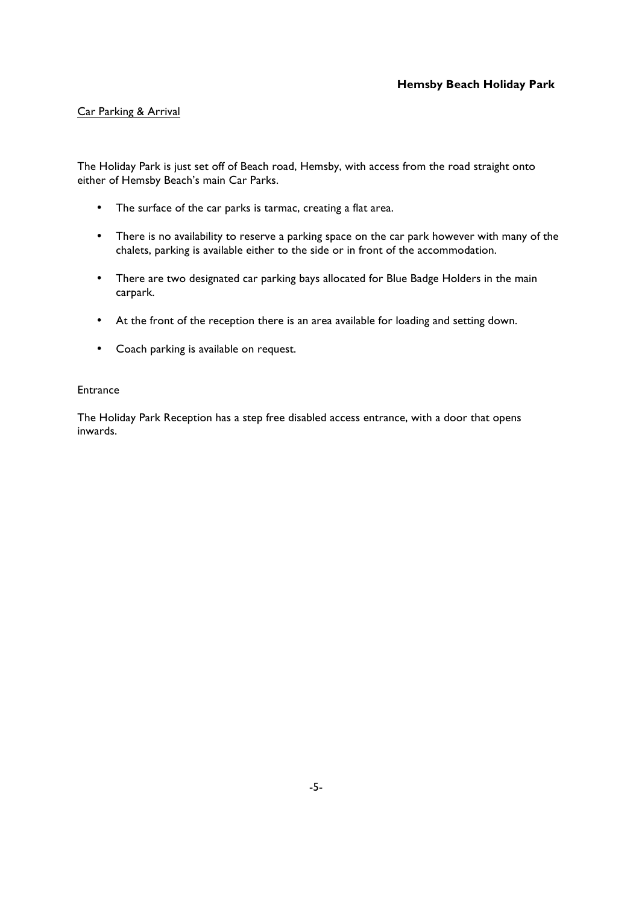**Hemsby Beach Holiday Park**

Car Parking & Arrival

The Holiday Park is just set off of Beach road, Hemsby, with access from the road straight onto either of Hemsby Beach's main Car Parks.

- The surface of the car parks is tarmac, creating a flat area.
- There is no availability to reserve a parking space on the car park however with many of the chalets, parking is available either to the side or in front of the accommodation.
- There are two designated car parking bays allocated for Blue Badge Holders in the main carpark.
- At the front of the reception there is an area available for loading and setting down.
- Coach parking is available on request.

Entrance

The Holiday Park Reception has a step free disabled access entrance, with a door that opens inwards.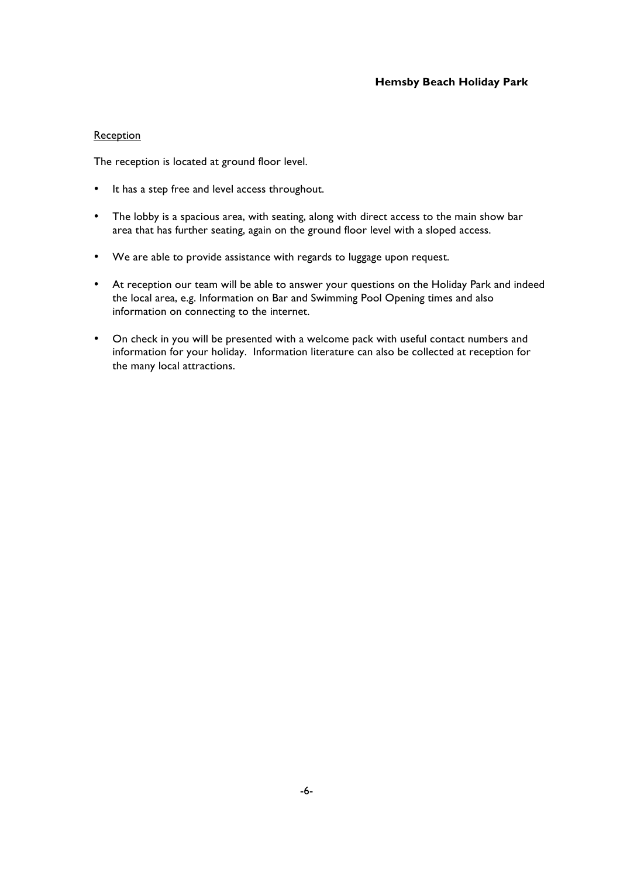## Reception

The reception is located at ground floor level.

- It has a step free and level access throughout.
- The lobby is a spacious area, with seating, along with direct access to the main show bar area that has further seating, again on the ground floor level with a sloped access.
- We are able to provide assistance with regards to luggage upon request.
- At reception our team will be able to answer your questions on the Holiday Park and indeed the local area, e.g. Information on Bar and Swimming Pool Opening times and also information on connecting to the internet.
- On check in you will be presented with a welcome pack with useful contact numbers and information for your holiday. Information literature can also be collected at reception for the many local attractions.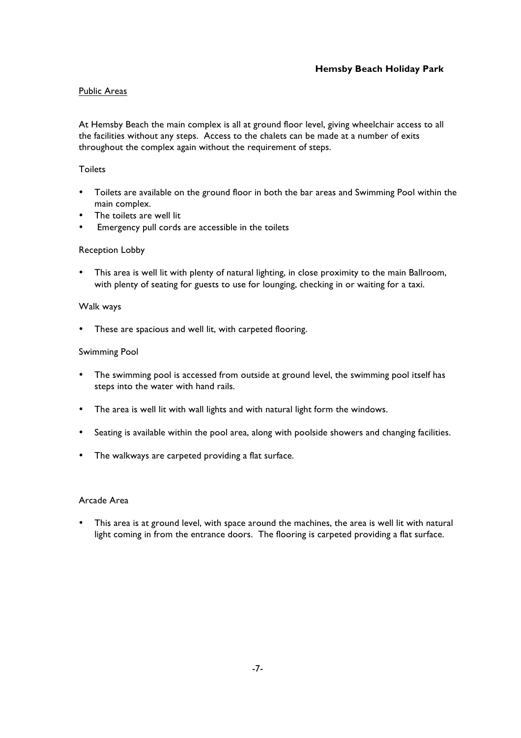**Hemsby Beach Holiday Park**

## Public Areas

At Hemsby Beach the main complex is all at ground floor level, giving wheelchair access to all the facilities without any steps. Access to the chalets can be made at a number of exits throughout the complex again without the requirement of steps.

### Toilets

- Toilets are available on the ground floor in both the bar areas and Swimming Pool within the main complex.
- The toilets are well lit
- Emergency pull cords are accessible in the toilets

### Reception Lobby

- This area is well lit with plenty of natural lighting, in close proximity to the main Ballroom, with plenty of seating for guests to use for lounging, checking in or waiting for a taxi.

### Walk ways

- These are spacious and well lit, with carpeted flooring.

### Swimming Pool

- The swimming pool is accessed from outside at ground level, the swimming pool itself has steps into the water with hand rails.
- The area is well lit with wall lights and with natural light form the windows.
- Seating is available within the pool area, along with poolside showers and changing facilities.
- The walkways are carpeted providing a flat surface.

### Arcade Area

- This area is at ground level, with space around the machines, the area is well lit with natural light coming in from the entrance doors. The flooring is carpeted providing a flat surface.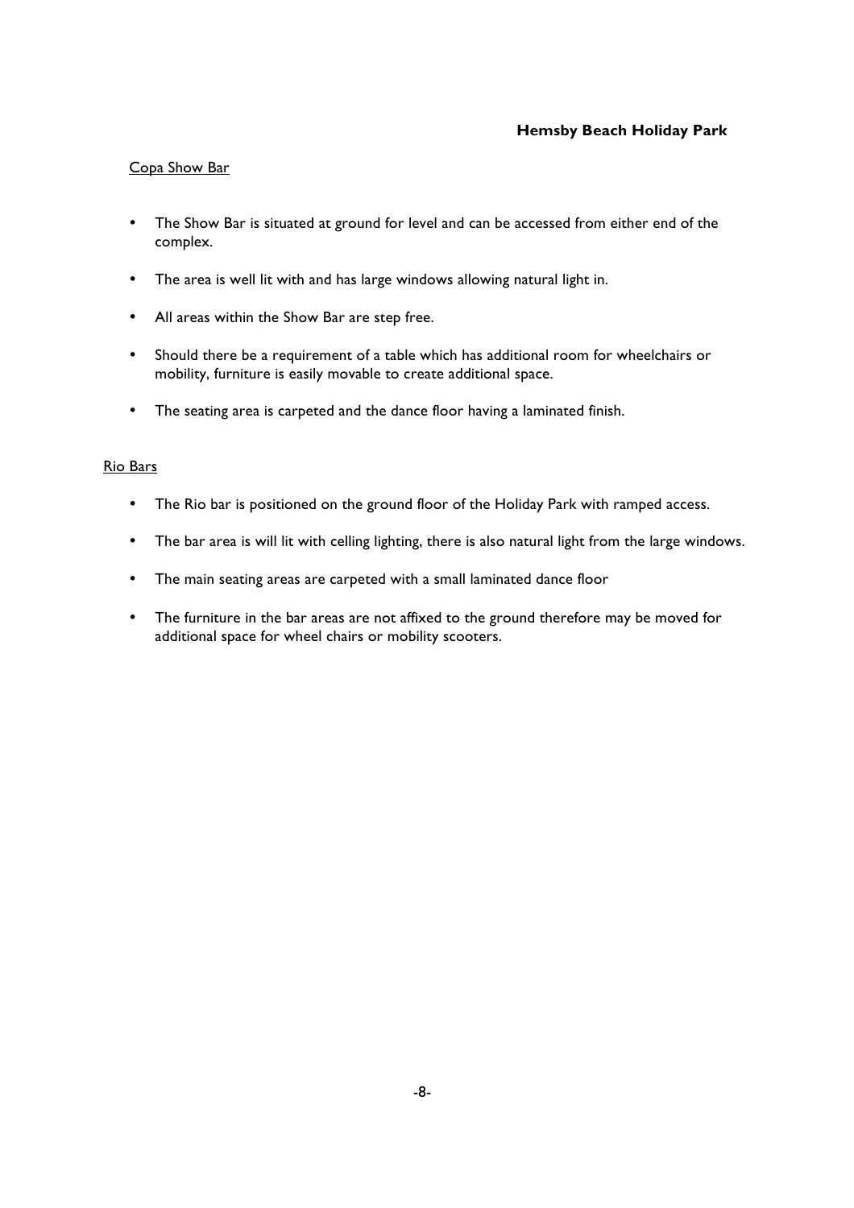Copa Show Bar

- The Show Bar is situated at ground for level and can be accessed from either end of the complex.
- The area is well lit with and has large windows allowing natural light in.
- All areas within the Show Bar are step free.
- Should there be a requirement of a table which has additional room for wheelchairs or mobility, furniture is easily movable to create additional space.
- The seating area is carpeted and the dance floor having a laminated finish.

Rio Bars

- The Rio bar is positioned on the ground floor of the Holiday Park with ramped access.
- The bar area is will lit with celling lighting, there is also natural light from the large windows.
- The main seating areas are carpeted with a small laminated dance floor
- The furniture in the bar areas are not affixed to the ground therefore may be moved for additional space for wheel chairs or mobility scooters.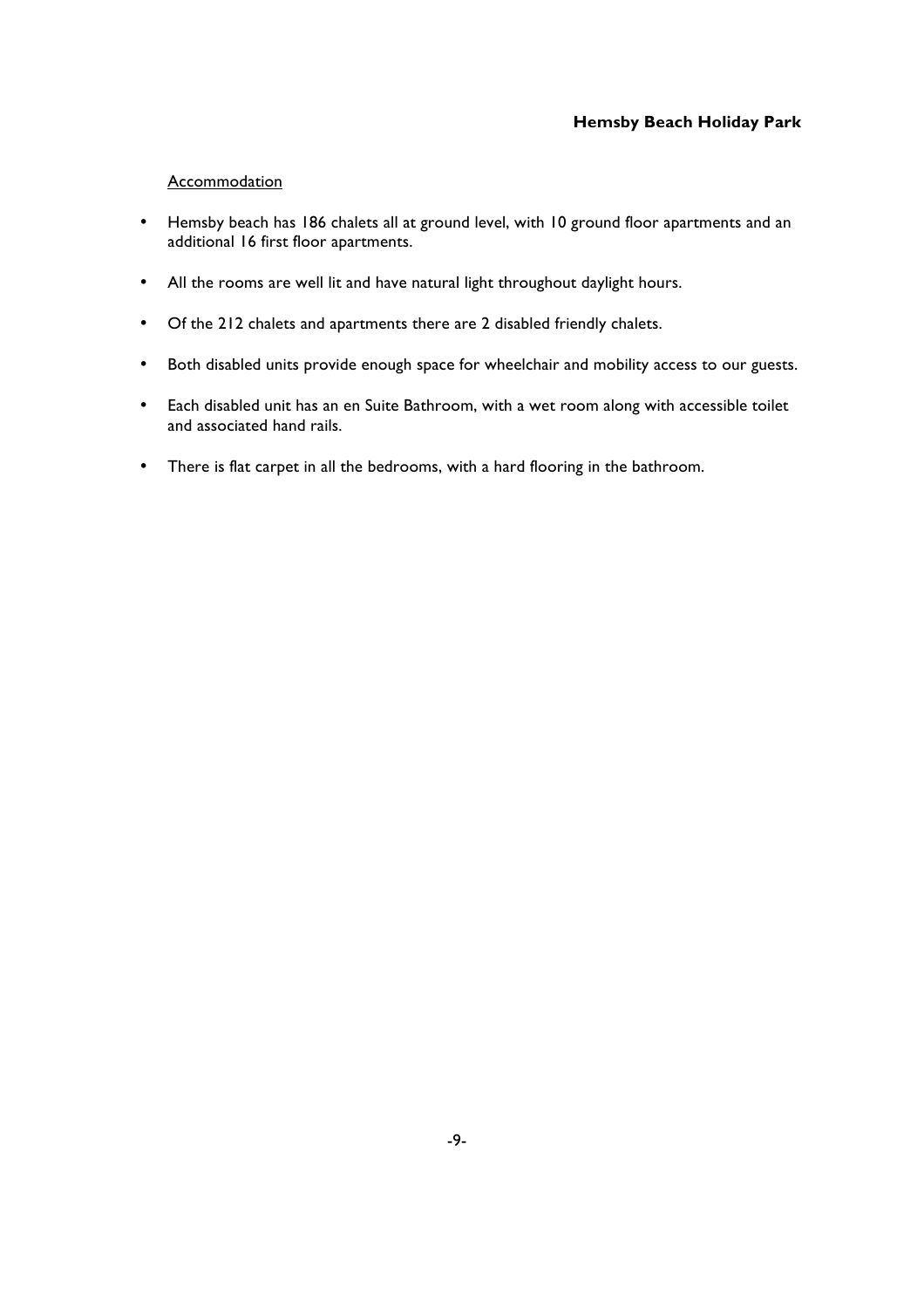Accommodation

- Hemsby beach has 186 chalets all at ground level, with 10 ground floor apartments and an additional 16 first floor apartments.
- All the rooms are well lit and have natural light throughout daylight hours.
- Of the 212 chalets and apartments there are 2 disabled friendly chalets.
- Both disabled units provide enough space for wheelchair and mobility access to our guests.
- Each disabled unit has an en Suite Bathroom, with a wet room along with accessible toilet and associated hand rails.
- There is flat carpet in all the bedrooms, with a hard flooring in the bathroom.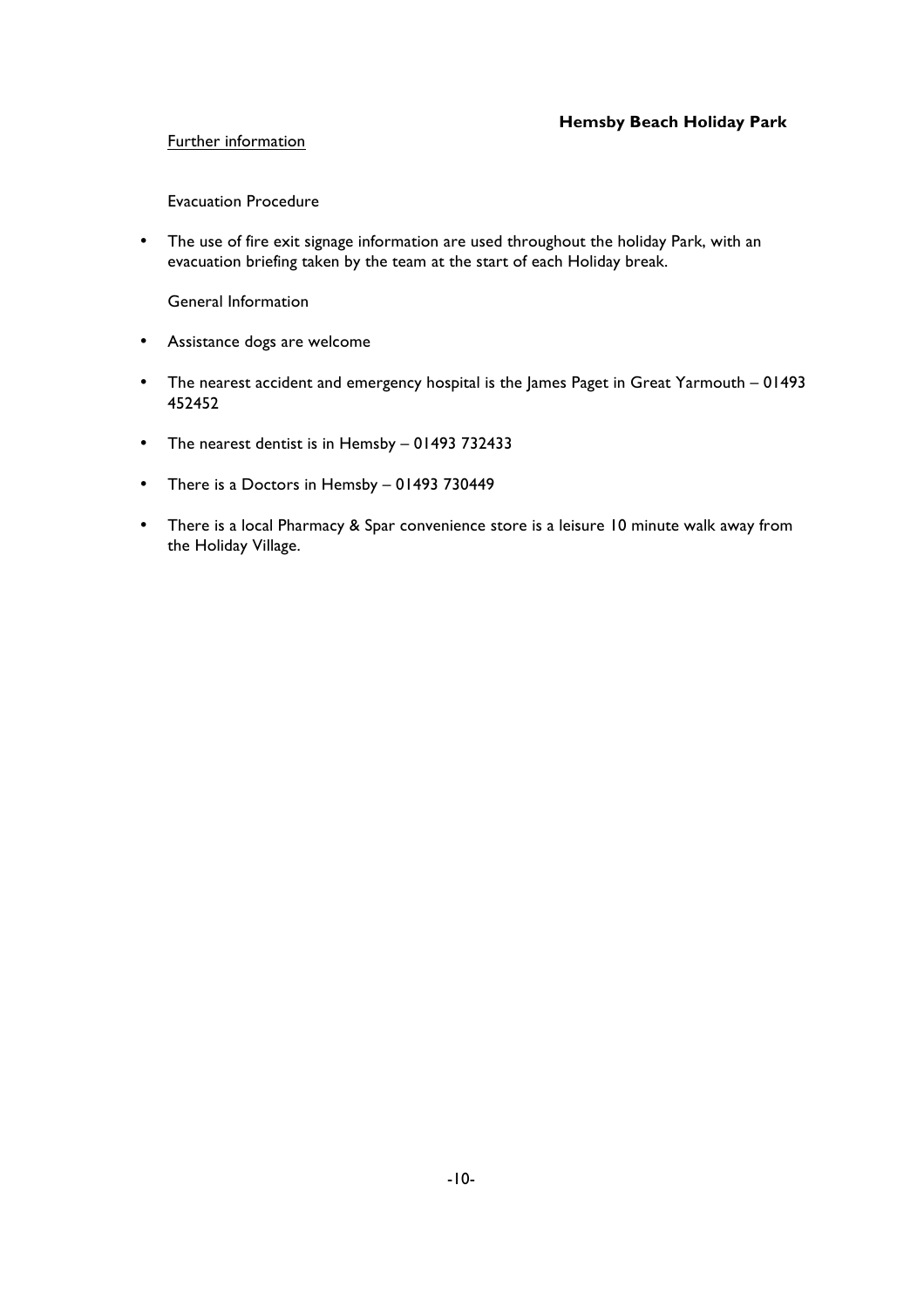Further information

Evacuation Procedure

- The use of fire exit signage information are used throughout the holiday Park, with an evacuation briefing taken by the team at the start of each Holiday break.

General Information

- Assistance dogs are welcome
- The nearest accident and emergency hospital is the James Paget in Great Yarmouth – 01493 452452
- The nearest dentist is in Hemsby – 01493 732433
- There is a Doctors in Hemsby – 01493 730449
- There is a local Pharmacy & Spar convenience store is a leisure 10 minute walk away from the Holiday Village.